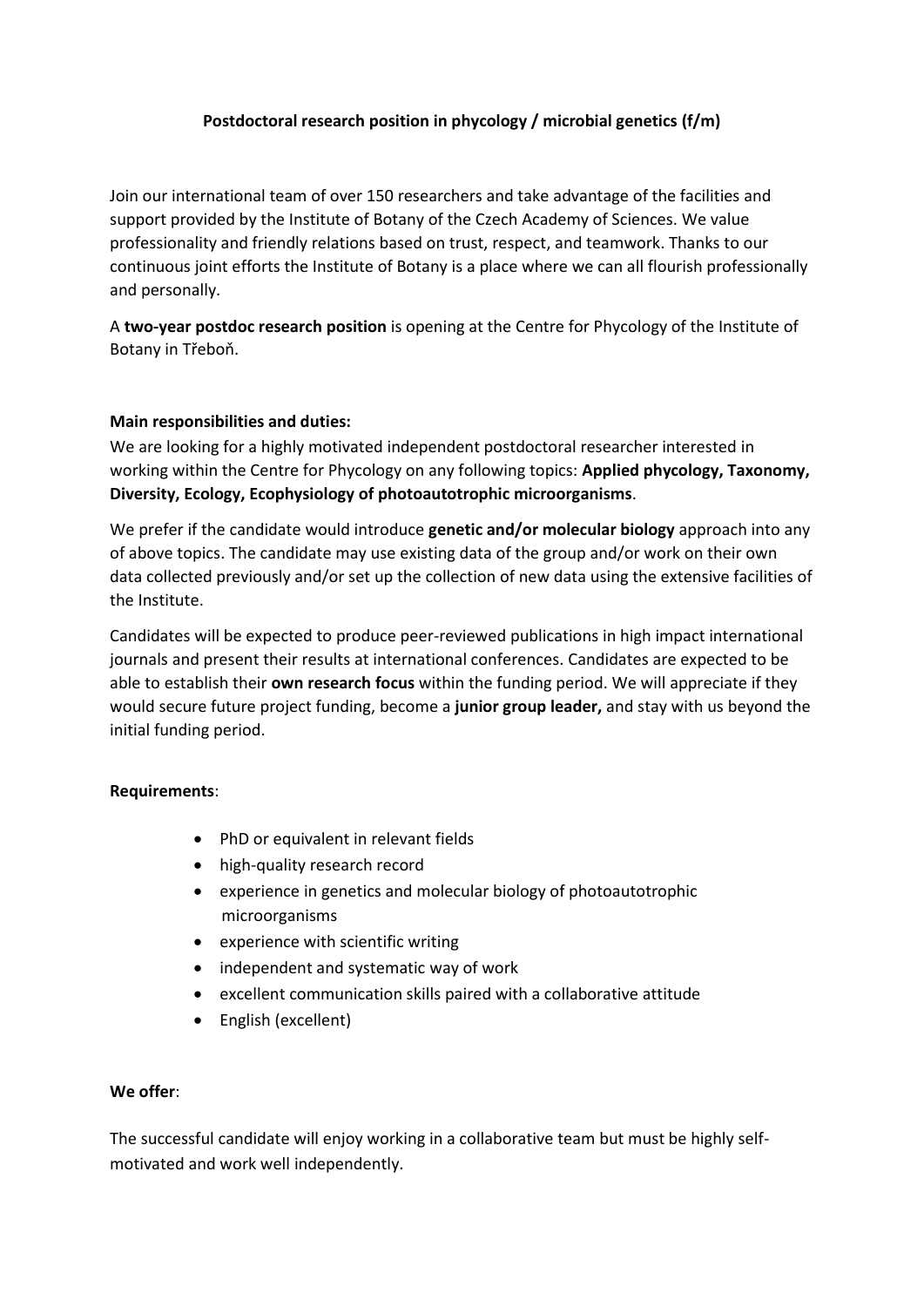# Postdoctoral research position in phycology / microbial genetics (f/m)

Join our international team of over 150 researchers and take advantage of the facilities and support provided by the Institute of Botany of the Czech Academy of Sciences. We value professionality and friendly relations based on trust, respect, and teamwork. Thanks to our continuous joint efforts the Institute of Botany is a place where we can all flourish professionally and personally.

A **two-year postdoc research position** is opening at the Centre for Phycology of the Institute of Botany in Třeboň.

**Main responsibilities and duties:**

We are looking for a highly motivated independent postdoctoral researcher interested in working within the Centre for Phycology on any following topics: **Applied phycology, Taxonomy, Diversity, Ecology, Ecophysiology of photoautotrophic microorganisms**.

We prefer if the candidate would introduce **genetic and/or molecular biology** approach into any of above topics. The candidate may use existing data of the group and/or work on their own data collected previously and/or set up the collection of new data using the extensive facilities of the Institute.

Candidates will be expected to produce peer-reviewed publications in high impact international journals and present their results at international conferences. Candidates are expected to be able to establish their **own research focus** within the funding period. We will appreciate if they would secure future project funding, become a **junior group leader,** and stay with us beyond the initial funding period.

**Requirements**:

- PhD or equivalent in relevant fields
- high-quality research record
- experience in genetics and molecular biology of photoautotrophic microorganisms
- experience with scientific writing
- independent and systematic way of work
- excellent communication skills paired with a collaborative attitude
- English (excellent)

**We offer**:

The successful candidate will enjoy working in a collaborative team but must be highly self-motivated and work well independently.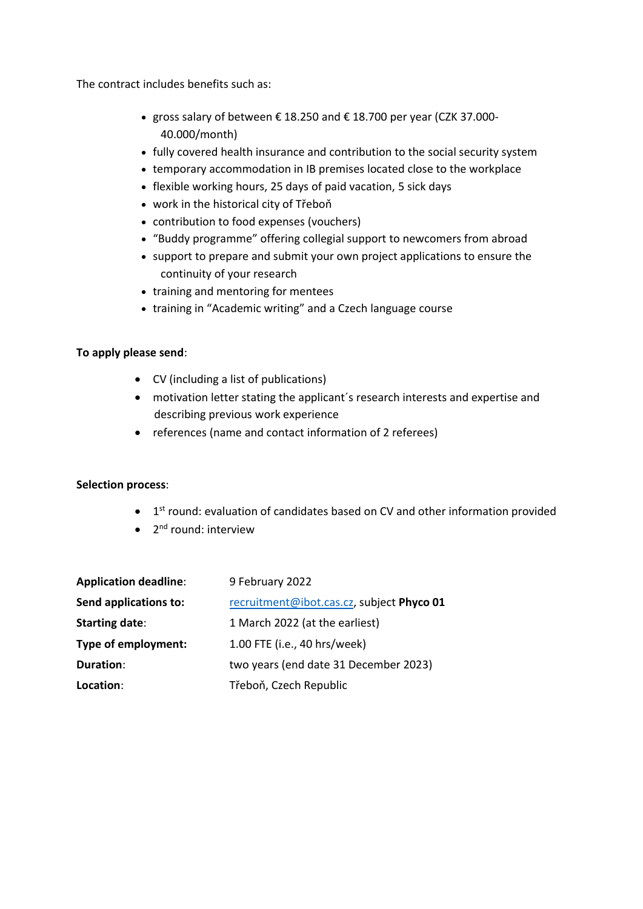The contract includes benefits such as:

- gross salary of between € 18.250 and € 18.700 per year (CZK 37.000-40.000/month)
- fully covered health insurance and contribution to the social security system
- temporary accommodation in IB premises located close to the workplace
- flexible working hours, 25 days of paid vacation, 5 sick days
- work in the historical city of Třeboň
- contribution to food expenses (vouchers)
- "Buddy programme" offering collegial support to newcomers from abroad
- support to prepare and submit your own project applications to ensure the continuity of your research
- training and mentoring for mentees
- training in "Academic writing" and a Czech language course

**To apply please send**:

- CV (including a list of publications)
- motivation letter stating the applicant´s research interests and expertise and describing previous work experience
- references (name and contact information of 2 referees)

**Selection process**:

- 1st round: evaluation of candidates based on CV and other information provided
- 2nd round: interview

| | |
|---|---|
| **Application deadline**: | 9 February 2022 |
| **Send applications to:** | recruitment@ibot.cas.cz, subject **Phyco 01** |
| **Starting date**: | 1 March 2022 (at the earliest) |
| **Type of employment:** | 1.00 FTE (i.e., 40 hrs/week) |
| **Duration**: | two years (end date 31 December 2023) |
| **Location**: | Třeboň, Czech Republic |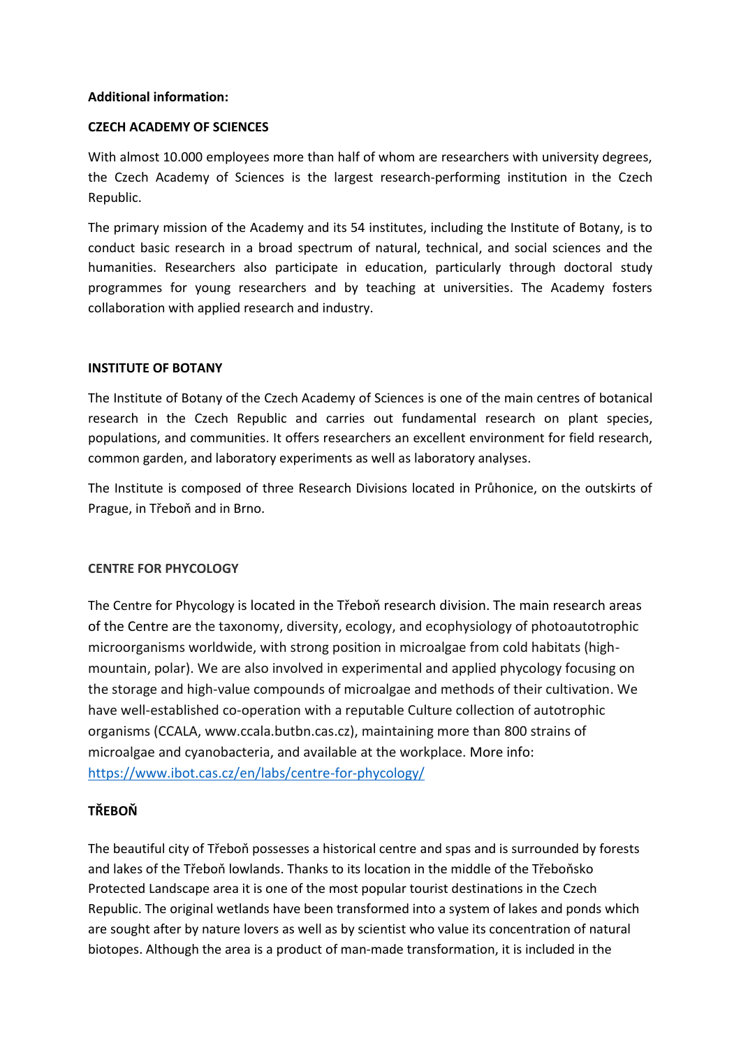**Additional information:**

**CZECH ACADEMY OF SCIENCES**

With almost 10.000 employees more than half of whom are researchers with university degrees, the Czech Academy of Sciences is the largest research-performing institution in the Czech Republic.

The primary mission of the Academy and its 54 institutes, including the Institute of Botany, is to conduct basic research in a broad spectrum of natural, technical, and social sciences and the humanities. Researchers also participate in education, particularly through doctoral study programmes for young researchers and by teaching at universities. The Academy fosters collaboration with applied research and industry.

**INSTITUTE OF BOTANY**

The Institute of Botany of the Czech Academy of Sciences is one of the main centres of botanical research in the Czech Republic and carries out fundamental research on plant species, populations, and communities. It offers researchers an excellent environment for field research, common garden, and laboratory experiments as well as laboratory analyses.

The Institute is composed of three Research Divisions located in Průhonice, on the outskirts of Prague, in Třeboň and in Brno.

**CENTRE FOR PHYCOLOGY**

The Centre for Phycology is located in the Třeboň research division. The main research areas of the Centre are the taxonomy, diversity, ecology, and ecophysiology of photoautotrophic microorganisms worldwide, with strong position in microalgae from cold habitats (high-mountain, polar). We are also involved in experimental and applied phycology focusing on the storage and high-value compounds of microalgae and methods of their cultivation. We have well-established co-operation with a reputable Culture collection of autotrophic organisms (CCALA, www.ccala.butbn.cas.cz), maintaining more than 800 strains of microalgae and cyanobacteria, and available at the workplace. More info: [https://www.ibot.cas.cz/en/labs/centre-for-phycology/](https://www.ibot.cas.cz/en/labs/centre-for-phycology/)

**TŘEBOŇ**

The beautiful city of Třeboň possesses a historical centre and spas and is surrounded by forests and lakes of the Třeboň lowlands. Thanks to its location in the middle of the Třeboňsko Protected Landscape area it is one of the most popular tourist destinations in the Czech Republic. The original wetlands have been transformed into a system of lakes and ponds which are sought after by nature lovers as well as by scientist who value its concentration of natural biotopes. Although the area is a product of man-made transformation, it is included in the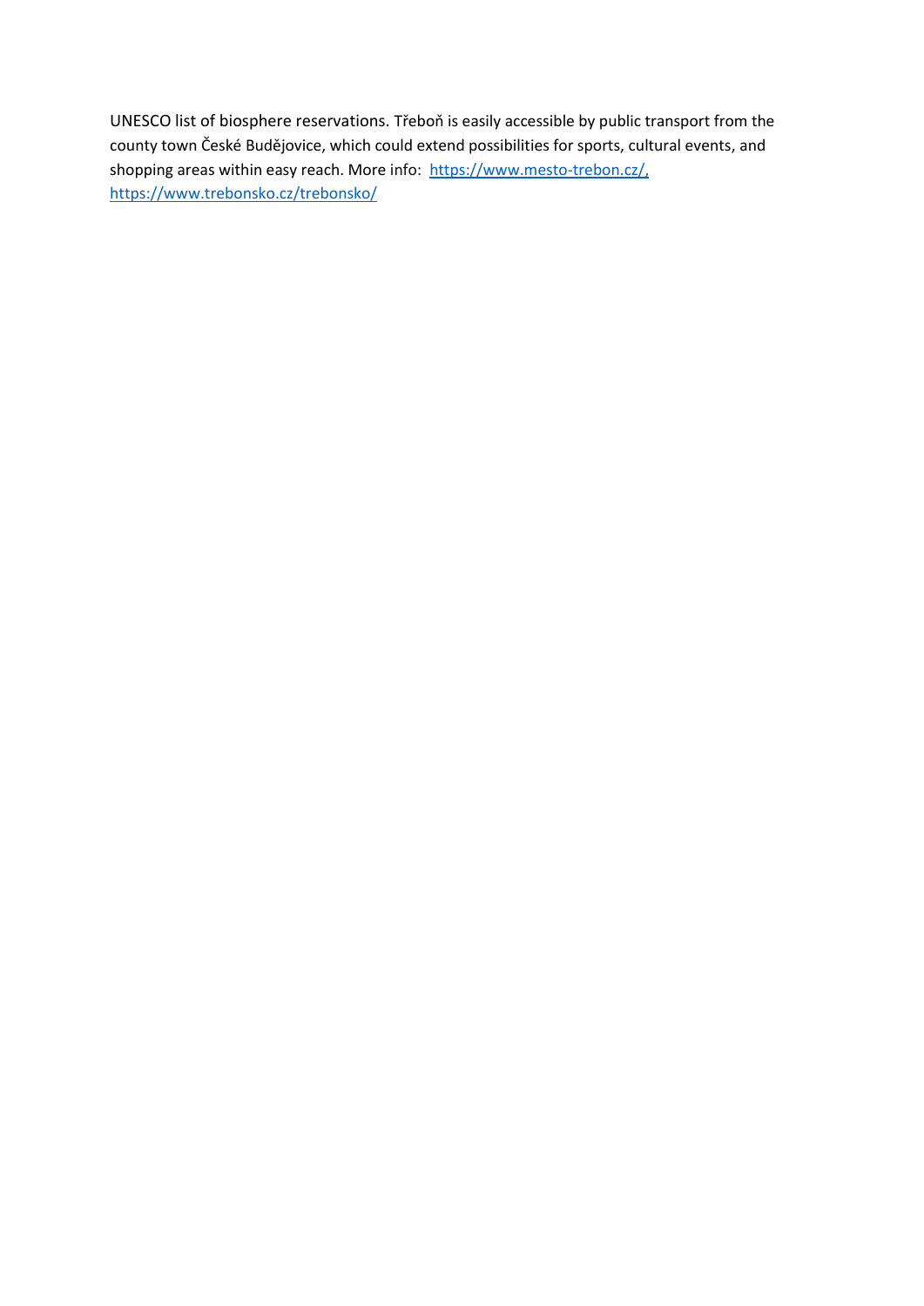UNESCO list of biosphere reservations. Třeboň is easily accessible by public transport from the county town České Budějovice, which could extend possibilities for sports, cultural events, and shopping areas within easy reach. More info: https://www.mesto-trebon.cz/, https://www.trebonsko.cz/trebonsko/